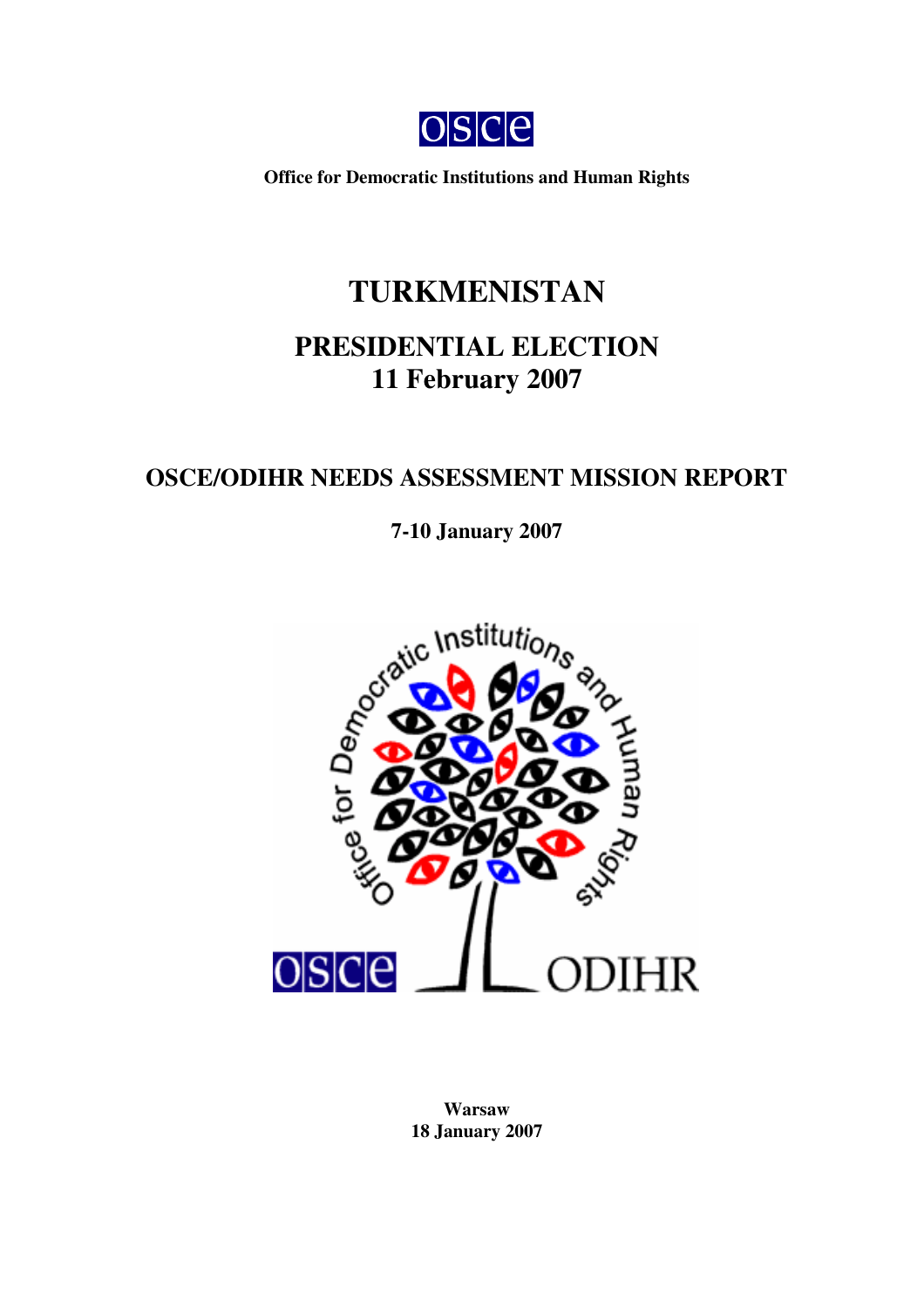OSCE

**Office for Democratic Institutions and Human Rights**

# TURKMENISTAN

## PRESIDENTIAL ELECTION
## 11 February 2007

## OSCE/ODIHR NEEDS ASSESSMENT MISSION REPORT

**7-10 January 2007**

**Warsaw**
**18 January 2007**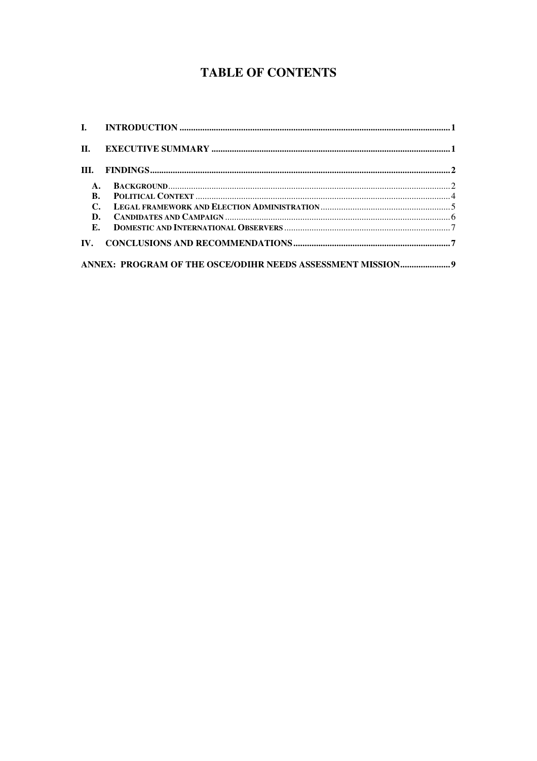# TABLE OF CONTENTS

I. INTRODUCTION ..................................................................................................................... 1

II. EXECUTIVE SUMMARY ........................................................................................................ 1

III. FINDINGS................................................................................................................................... 2

A. BACKGROUND.......................................................................................................................... 2
B. POLITICAL CONTEXT ............................................................................................................... 4
C. LEGAL FRAMEWORK AND ELECTION ADMINISTRATION......................................................... 5
D. CANDIDATES AND CAMPAIGN ................................................................................................. 6
E. DOMESTIC AND INTERNATIONAL OBSERVERS ......................................................................... 7

IV. CONCLUSIONS AND RECOMMENDATIONS.................................................................... 7

ANNEX: PROGRAM OF THE OSCE/ODIHR NEEDS ASSESSMENT MISSION...................... 9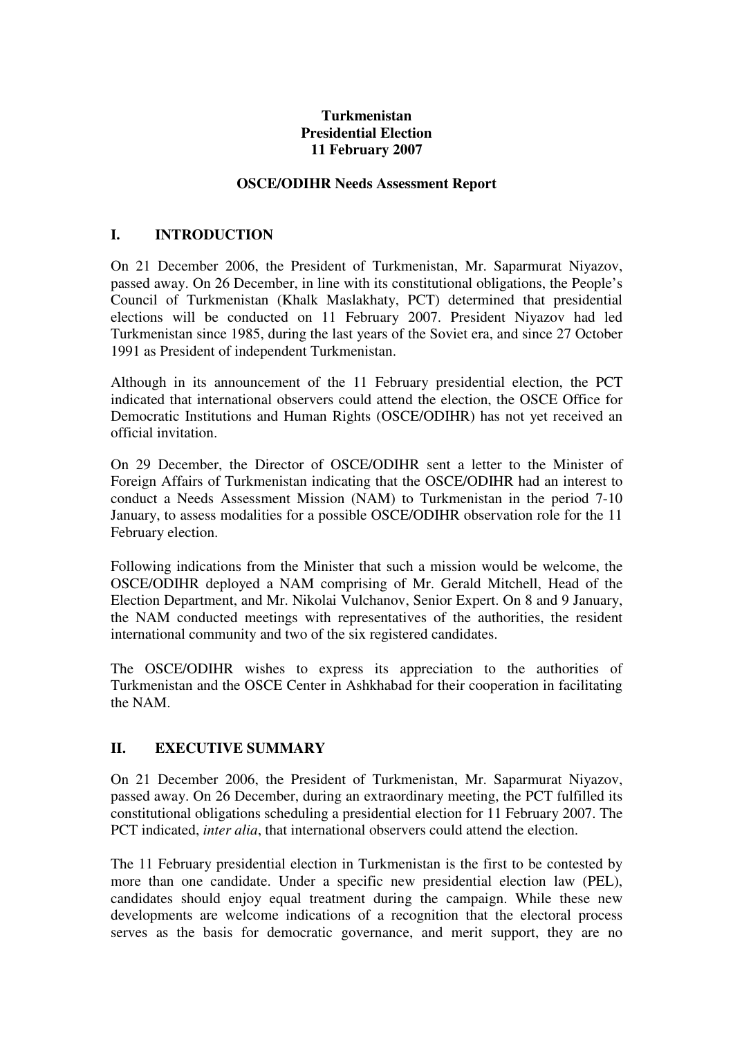**Turkmenistan**
**Presidential Election**
**11 February 2007**

**OSCE/ODIHR Needs Assessment Report**

## I. INTRODUCTION

On 21 December 2006, the President of Turkmenistan, Mr. Saparmurat Niyazov, passed away. On 26 December, in line with its constitutional obligations, the People's Council of Turkmenistan (Khalk Maslakhaty, PCT) determined that presidential elections will be conducted on 11 February 2007. President Niyazov had led Turkmenistan since 1985, during the last years of the Soviet era, and since 27 October 1991 as President of independent Turkmenistan.

Although in its announcement of the 11 February presidential election, the PCT indicated that international observers could attend the election, the OSCE Office for Democratic Institutions and Human Rights (OSCE/ODIHR) has not yet received an official invitation.

On 29 December, the Director of OSCE/ODIHR sent a letter to the Minister of Foreign Affairs of Turkmenistan indicating that the OSCE/ODIHR had an interest to conduct a Needs Assessment Mission (NAM) to Turkmenistan in the period 7-10 January, to assess modalities for a possible OSCE/ODIHR observation role for the 11 February election.

Following indications from the Minister that such a mission would be welcome, the OSCE/ODIHR deployed a NAM comprising of Mr. Gerald Mitchell, Head of the Election Department, and Mr. Nikolai Vulchanov, Senior Expert. On 8 and 9 January, the NAM conducted meetings with representatives of the authorities, the resident international community and two of the six registered candidates.

The OSCE/ODIHR wishes to express its appreciation to the authorities of Turkmenistan and the OSCE Center in Ashkhabad for their cooperation in facilitating the NAM.

## II. EXECUTIVE SUMMARY

On 21 December 2006, the President of Turkmenistan, Mr. Saparmurat Niyazov, passed away. On 26 December, during an extraordinary meeting, the PCT fulfilled its constitutional obligations scheduling a presidential election for 11 February 2007. The PCT indicated, *inter alia*, that international observers could attend the election.

The 11 February presidential election in Turkmenistan is the first to be contested by more than one candidate. Under a specific new presidential election law (PEL), candidates should enjoy equal treatment during the campaign. While these new developments are welcome indications of a recognition that the electoral process serves as the basis for democratic governance, and merit support, they are no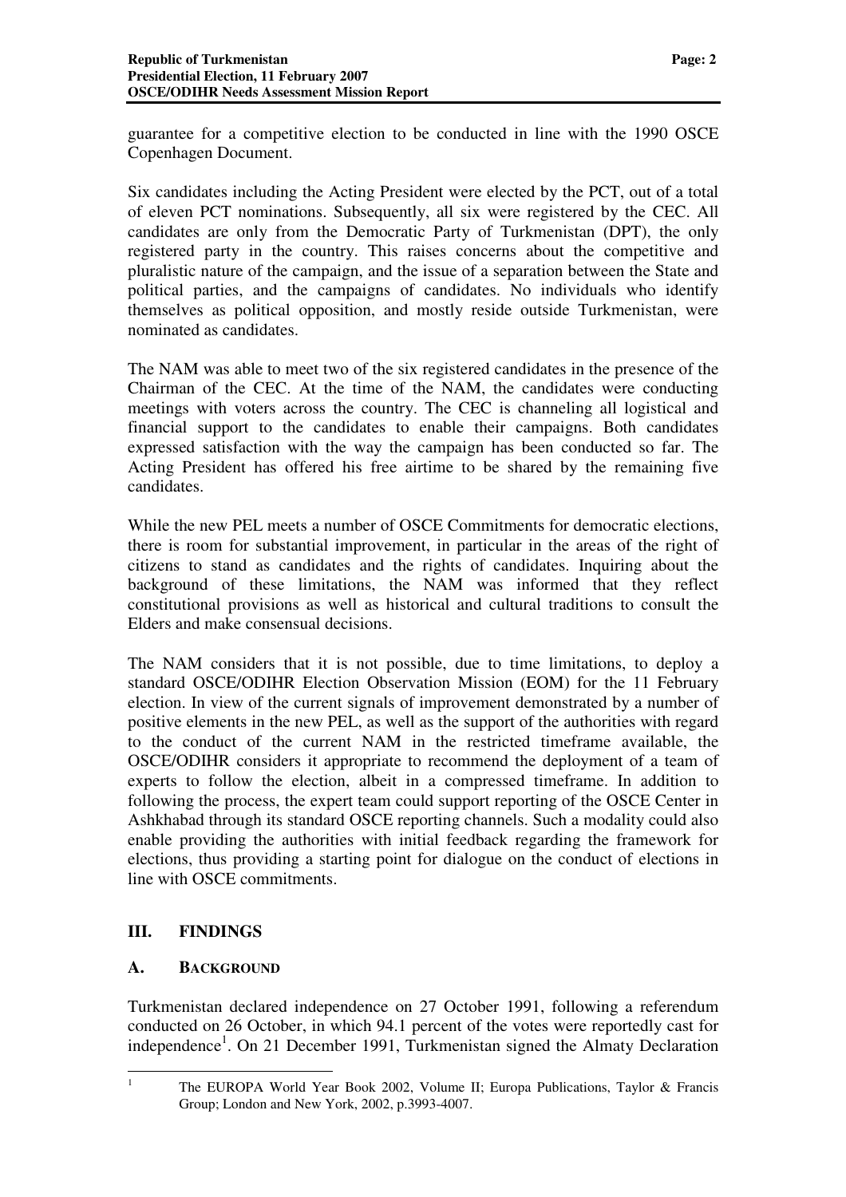guarantee for a competitive election to be conducted in line with the 1990 OSCE Copenhagen Document.

Six candidates including the Acting President were elected by the PCT, out of a total of eleven PCT nominations. Subsequently, all six were registered by the CEC. All candidates are only from the Democratic Party of Turkmenistan (DPT), the only registered party in the country. This raises concerns about the competitive and pluralistic nature of the campaign, and the issue of a separation between the State and political parties, and the campaigns of candidates. No individuals who identify themselves as political opposition, and mostly reside outside Turkmenistan, were nominated as candidates.

The NAM was able to meet two of the six registered candidates in the presence of the Chairman of the CEC. At the time of the NAM, the candidates were conducting meetings with voters across the country. The CEC is channeling all logistical and financial support to the candidates to enable their campaigns. Both candidates expressed satisfaction with the way the campaign has been conducted so far. The Acting President has offered his free airtime to be shared by the remaining five candidates.

While the new PEL meets a number of OSCE Commitments for democratic elections, there is room for substantial improvement, in particular in the areas of the right of citizens to stand as candidates and the rights of candidates. Inquiring about the background of these limitations, the NAM was informed that they reflect constitutional provisions as well as historical and cultural traditions to consult the Elders and make consensual decisions.

The NAM considers that it is not possible, due to time limitations, to deploy a standard OSCE/ODIHR Election Observation Mission (EOM) for the 11 February election. In view of the current signals of improvement demonstrated by a number of positive elements in the new PEL, as well as the support of the authorities with regard to the conduct of the current NAM in the restricted timeframe available, the OSCE/ODIHR considers it appropriate to recommend the deployment of a team of experts to follow the election, albeit in a compressed timeframe. In addition to following the process, the expert team could support reporting of the OSCE Center in Ashkhabad through its standard OSCE reporting channels. Such a modality could also enable providing the authorities with initial feedback regarding the framework for elections, thus providing a starting point for dialogue on the conduct of elections in line with OSCE commitments.

## III. FINDINGS

### A. BACKGROUND

Turkmenistan declared independence on 27 October 1991, following a referendum conducted on 26 October, in which 94.1 percent of the votes were reportedly cast for independence[1]. On 21 December 1991, Turkmenistan signed the Almaty Declaration

[1] The EUROPA World Year Book 2002, Volume II; Europa Publications, Taylor & Francis Group; London and New York, 2002, p.3993-4007.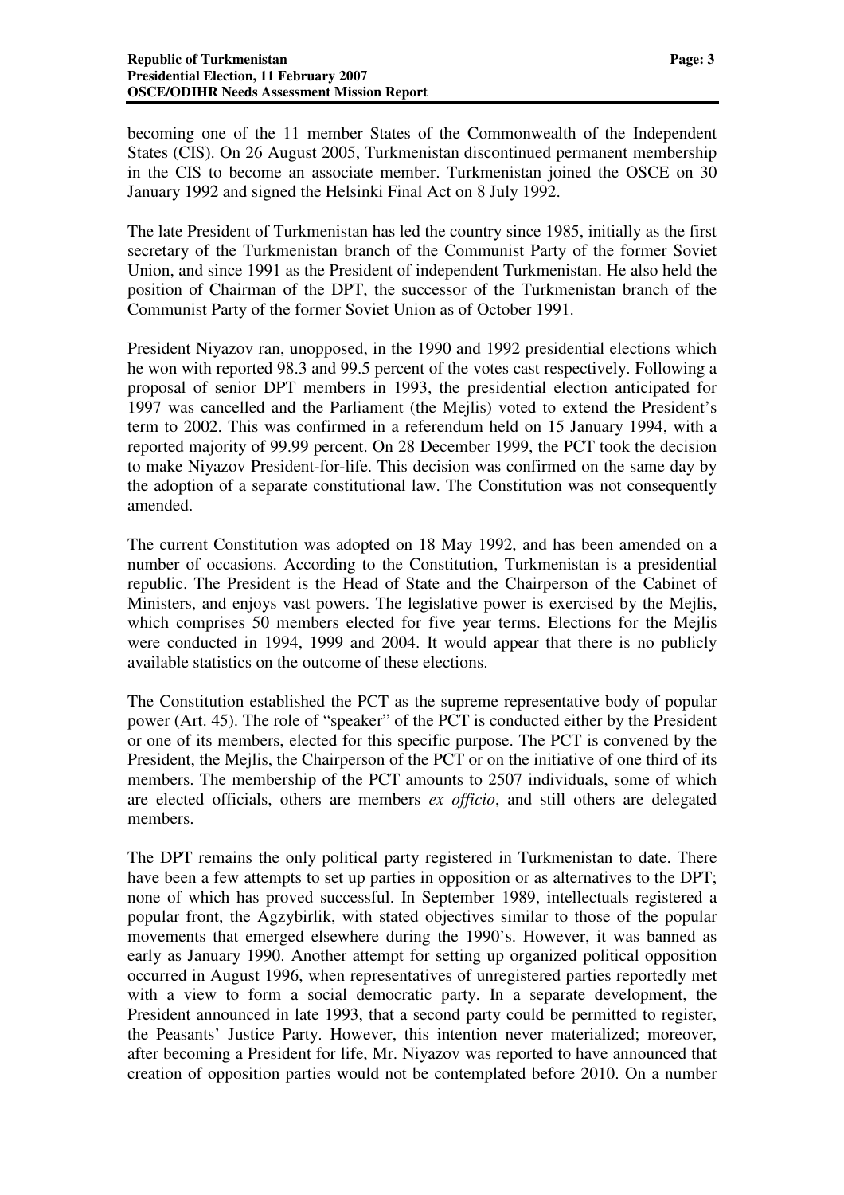becoming one of the 11 member States of the Commonwealth of the Independent States (CIS). On 26 August 2005, Turkmenistan discontinued permanent membership in the CIS to become an associate member. Turkmenistan joined the OSCE on 30 January 1992 and signed the Helsinki Final Act on 8 July 1992.

The late President of Turkmenistan has led the country since 1985, initially as the first secretary of the Turkmenistan branch of the Communist Party of the former Soviet Union, and since 1991 as the President of independent Turkmenistan. He also held the position of Chairman of the DPT, the successor of the Turkmenistan branch of the Communist Party of the former Soviet Union as of October 1991.

President Niyazov ran, unopposed, in the 1990 and 1992 presidential elections which he won with reported 98.3 and 99.5 percent of the votes cast respectively. Following a proposal of senior DPT members in 1993, the presidential election anticipated for 1997 was cancelled and the Parliament (the Mejlis) voted to extend the President's term to 2002. This was confirmed in a referendum held on 15 January 1994, with a reported majority of 99.99 percent. On 28 December 1999, the PCT took the decision to make Niyazov President-for-life. This decision was confirmed on the same day by the adoption of a separate constitutional law. The Constitution was not consequently amended.

The current Constitution was adopted on 18 May 1992, and has been amended on a number of occasions. According to the Constitution, Turkmenistan is a presidential republic. The President is the Head of State and the Chairperson of the Cabinet of Ministers, and enjoys vast powers. The legislative power is exercised by the Mejlis, which comprises 50 members elected for five year terms. Elections for the Mejlis were conducted in 1994, 1999 and 2004. It would appear that there is no publicly available statistics on the outcome of these elections.

The Constitution established the PCT as the supreme representative body of popular power (Art. 45). The role of "speaker" of the PCT is conducted either by the President or one of its members, elected for this specific purpose. The PCT is convened by the President, the Mejlis, the Chairperson of the PCT or on the initiative of one third of its members. The membership of the PCT amounts to 2507 individuals, some of which are elected officials, others are members *ex officio*, and still others are delegated members.

The DPT remains the only political party registered in Turkmenistan to date. There have been a few attempts to set up parties in opposition or as alternatives to the DPT; none of which has proved successful. In September 1989, intellectuals registered a popular front, the Agzybirlik, with stated objectives similar to those of the popular movements that emerged elsewhere during the 1990's. However, it was banned as early as January 1990. Another attempt for setting up organized political opposition occurred in August 1996, when representatives of unregistered parties reportedly met with a view to form a social democratic party. In a separate development, the President announced in late 1993, that a second party could be permitted to register, the Peasants' Justice Party. However, this intention never materialized; moreover, after becoming a President for life, Mr. Niyazov was reported to have announced that creation of opposition parties would not be contemplated before 2010. On a number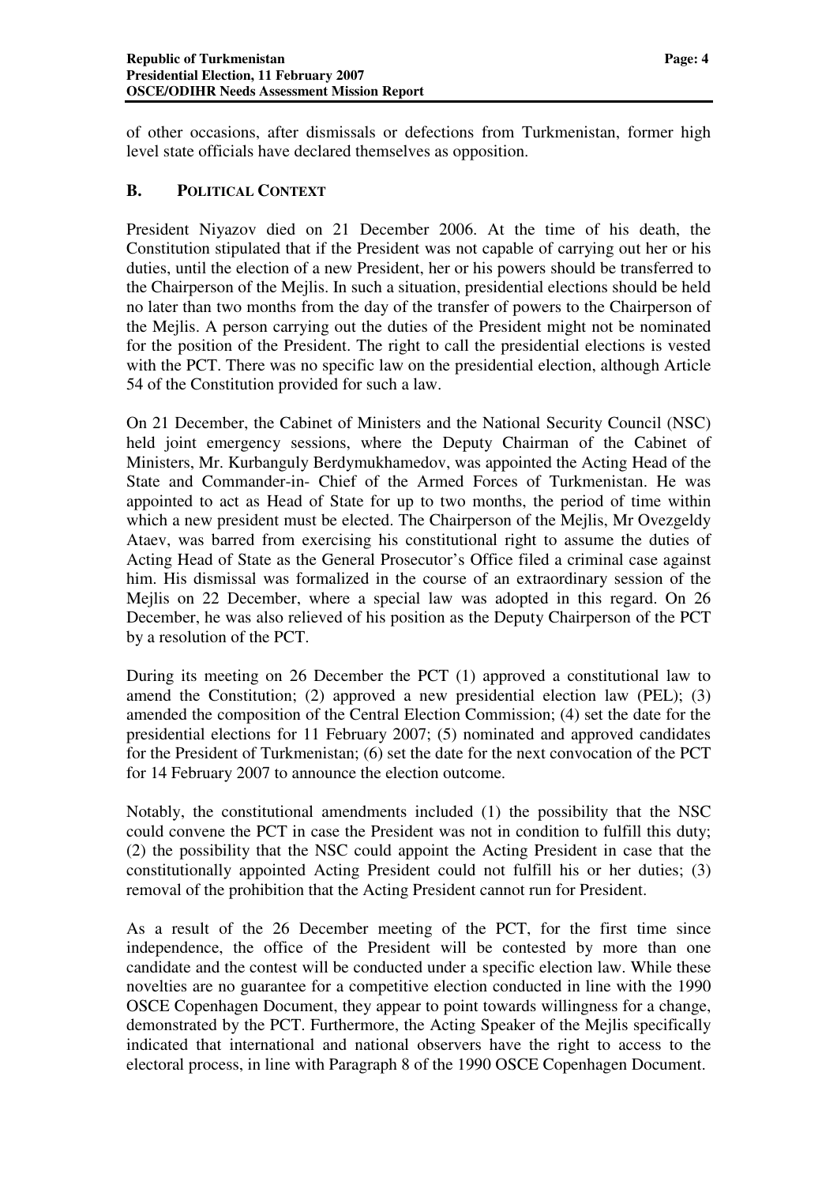of other occasions, after dismissals or defections from Turkmenistan, former high level state officials have declared themselves as opposition.

## B. POLITICAL CONTEXT

President Niyazov died on 21 December 2006. At the time of his death, the Constitution stipulated that if the President was not capable of carrying out her or his duties, until the election of a new President, her or his powers should be transferred to the Chairperson of the Mejlis. In such a situation, presidential elections should be held no later than two months from the day of the transfer of powers to the Chairperson of the Mejlis. A person carrying out the duties of the President might not be nominated for the position of the President. The right to call the presidential elections is vested with the PCT. There was no specific law on the presidential election, although Article 54 of the Constitution provided for such a law.

On 21 December, the Cabinet of Ministers and the National Security Council (NSC) held joint emergency sessions, where the Deputy Chairman of the Cabinet of Ministers, Mr. Kurbanguly Berdymukhamedov, was appointed the Acting Head of the State and Commander-in- Chief of the Armed Forces of Turkmenistan. He was appointed to act as Head of State for up to two months, the period of time within which a new president must be elected. The Chairperson of the Mejlis, Mr Ovezgeldy Ataev, was barred from exercising his constitutional right to assume the duties of Acting Head of State as the General Prosecutor's Office filed a criminal case against him. His dismissal was formalized in the course of an extraordinary session of the Mejlis on 22 December, where a special law was adopted in this regard. On 26 December, he was also relieved of his position as the Deputy Chairperson of the PCT by a resolution of the PCT.

During its meeting on 26 December the PCT (1) approved a constitutional law to amend the Constitution; (2) approved a new presidential election law (PEL); (3) amended the composition of the Central Election Commission; (4) set the date for the presidential elections for 11 February 2007; (5) nominated and approved candidates for the President of Turkmenistan; (6) set the date for the next convocation of the PCT for 14 February 2007 to announce the election outcome.

Notably, the constitutional amendments included (1) the possibility that the NSC could convene the PCT in case the President was not in condition to fulfill this duty; (2) the possibility that the NSC could appoint the Acting President in case that the constitutionally appointed Acting President could not fulfill his or her duties; (3) removal of the prohibition that the Acting President cannot run for President.

As a result of the 26 December meeting of the PCT, for the first time since independence, the office of the President will be contested by more than one candidate and the contest will be conducted under a specific election law. While these novelties are no guarantee for a competitive election conducted in line with the 1990 OSCE Copenhagen Document, they appear to point towards willingness for a change, demonstrated by the PCT. Furthermore, the Acting Speaker of the Mejlis specifically indicated that international and national observers have the right to access to the electoral process, in line with Paragraph 8 of the 1990 OSCE Copenhagen Document.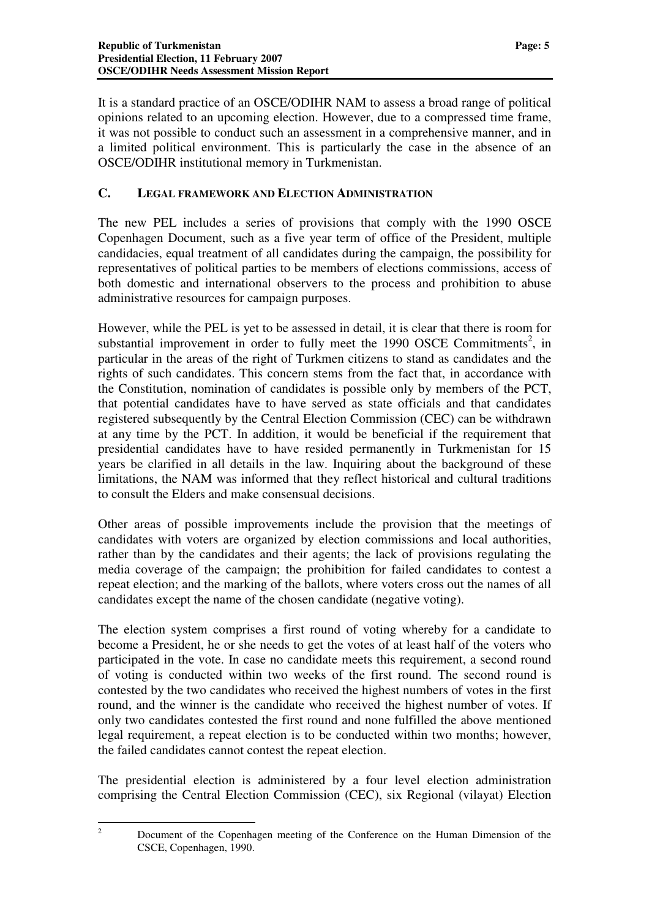It is a standard practice of an OSCE/ODIHR NAM to assess a broad range of political opinions related to an upcoming election. However, due to a compressed time frame, it was not possible to conduct such an assessment in a comprehensive manner, and in a limited political environment. This is particularly the case in the absence of an OSCE/ODIHR institutional memory in Turkmenistan.

## C. LEGAL FRAMEWORK AND ELECTION ADMINISTRATION

The new PEL includes a series of provisions that comply with the 1990 OSCE Copenhagen Document, such as a five year term of office of the President, multiple candidacies, equal treatment of all candidates during the campaign, the possibility for representatives of political parties to be members of elections commissions, access of both domestic and international observers to the process and prohibition to abuse administrative resources for campaign purposes.

However, while the PEL is yet to be assessed in detail, it is clear that there is room for substantial improvement in order to fully meet the 1990 OSCE Commitments[2], in particular in the areas of the right of Turkmen citizens to stand as candidates and the rights of such candidates. This concern stems from the fact that, in accordance with the Constitution, nomination of candidates is possible only by members of the PCT, that potential candidates have to have served as state officials and that candidates registered subsequently by the Central Election Commission (CEC) can be withdrawn at any time by the PCT. In addition, it would be beneficial if the requirement that presidential candidates have to have resided permanently in Turkmenistan for 15 years be clarified in all details in the law. Inquiring about the background of these limitations, the NAM was informed that they reflect historical and cultural traditions to consult the Elders and make consensual decisions.

Other areas of possible improvements include the provision that the meetings of candidates with voters are organized by election commissions and local authorities, rather than by the candidates and their agents; the lack of provisions regulating the media coverage of the campaign; the prohibition for failed candidates to contest a repeat election; and the marking of the ballots, where voters cross out the names of all candidates except the name of the chosen candidate (negative voting).

The election system comprises a first round of voting whereby for a candidate to become a President, he or she needs to get the votes of at least half of the voters who participated in the vote. In case no candidate meets this requirement, a second round of voting is conducted within two weeks of the first round. The second round is contested by the two candidates who received the highest numbers of votes in the first round, and the winner is the candidate who received the highest number of votes. If only two candidates contested the first round and none fulfilled the above mentioned legal requirement, a repeat election is to be conducted within two months; however, the failed candidates cannot contest the repeat election.

The presidential election is administered by a four level election administration comprising the Central Election Commission (CEC), six Regional (vilayat) Election

---

[2] Document of the Copenhagen meeting of the Conference on the Human Dimension of the CSCE, Copenhagen, 1990.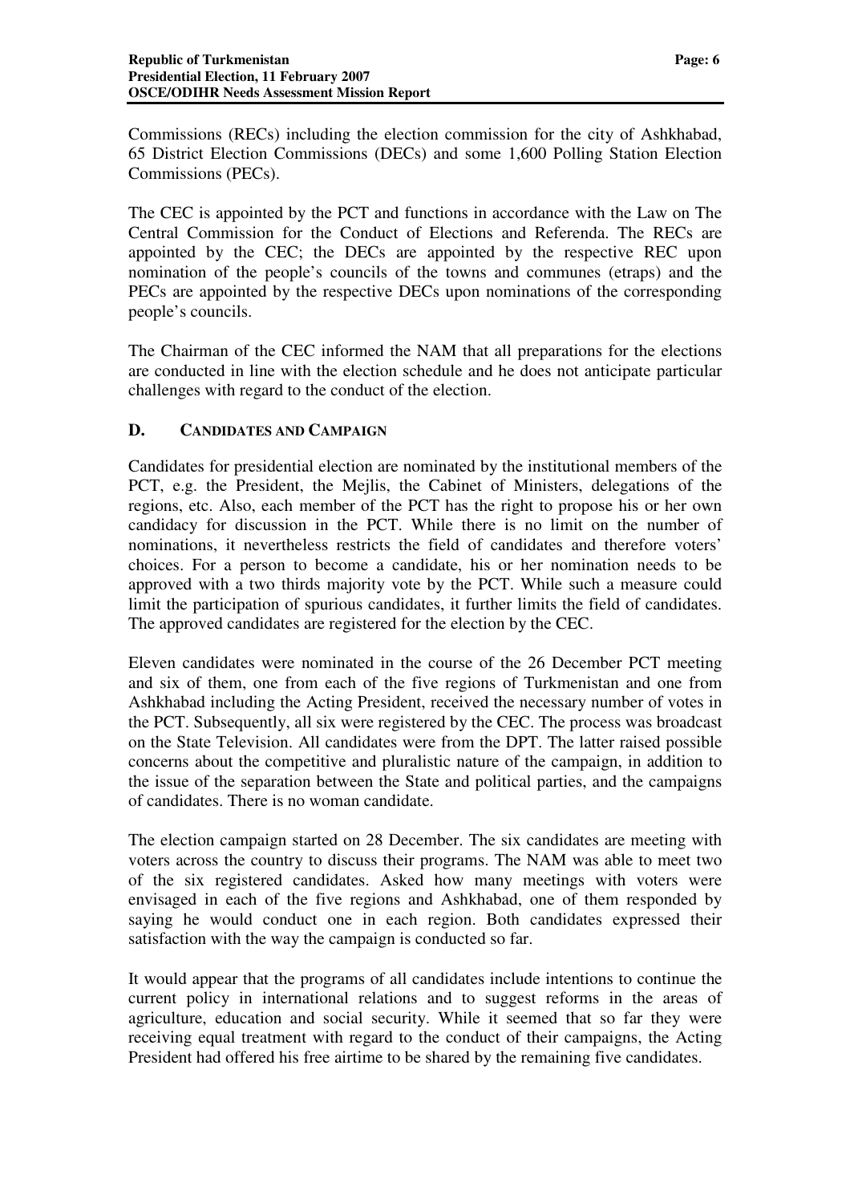Commissions (RECs) including the election commission for the city of Ashkhabad, 65 District Election Commissions (DECs) and some 1,600 Polling Station Election Commissions (PECs).

The CEC is appointed by the PCT and functions in accordance with the Law on The Central Commission for the Conduct of Elections and Referenda. The RECs are appointed by the CEC; the DECs are appointed by the respective REC upon nomination of the people's councils of the towns and communes (etraps) and the PECs are appointed by the respective DECs upon nominations of the corresponding people's councils.

The Chairman of the CEC informed the NAM that all preparations for the elections are conducted in line with the election schedule and he does not anticipate particular challenges with regard to the conduct of the election.

## D. CANDIDATES AND CAMPAIGN

Candidates for presidential election are nominated by the institutional members of the PCT, e.g. the President, the Mejlis, the Cabinet of Ministers, delegations of the regions, etc. Also, each member of the PCT has the right to propose his or her own candidacy for discussion in the PCT. While there is no limit on the number of nominations, it nevertheless restricts the field of candidates and therefore voters' choices. For a person to become a candidate, his or her nomination needs to be approved with a two thirds majority vote by the PCT. While such a measure could limit the participation of spurious candidates, it further limits the field of candidates. The approved candidates are registered for the election by the CEC.

Eleven candidates were nominated in the course of the 26 December PCT meeting and six of them, one from each of the five regions of Turkmenistan and one from Ashkhabad including the Acting President, received the necessary number of votes in the PCT. Subsequently, all six were registered by the CEC. The process was broadcast on the State Television. All candidates were from the DPT. The latter raised possible concerns about the competitive and pluralistic nature of the campaign, in addition to the issue of the separation between the State and political parties, and the campaigns of candidates. There is no woman candidate.

The election campaign started on 28 December. The six candidates are meeting with voters across the country to discuss their programs. The NAM was able to meet two of the six registered candidates. Asked how many meetings with voters were envisaged in each of the five regions and Ashkhabad, one of them responded by saying he would conduct one in each region. Both candidates expressed their satisfaction with the way the campaign is conducted so far.

It would appear that the programs of all candidates include intentions to continue the current policy in international relations and to suggest reforms in the areas of agriculture, education and social security. While it seemed that so far they were receiving equal treatment with regard to the conduct of their campaigns, the Acting President had offered his free airtime to be shared by the remaining five candidates.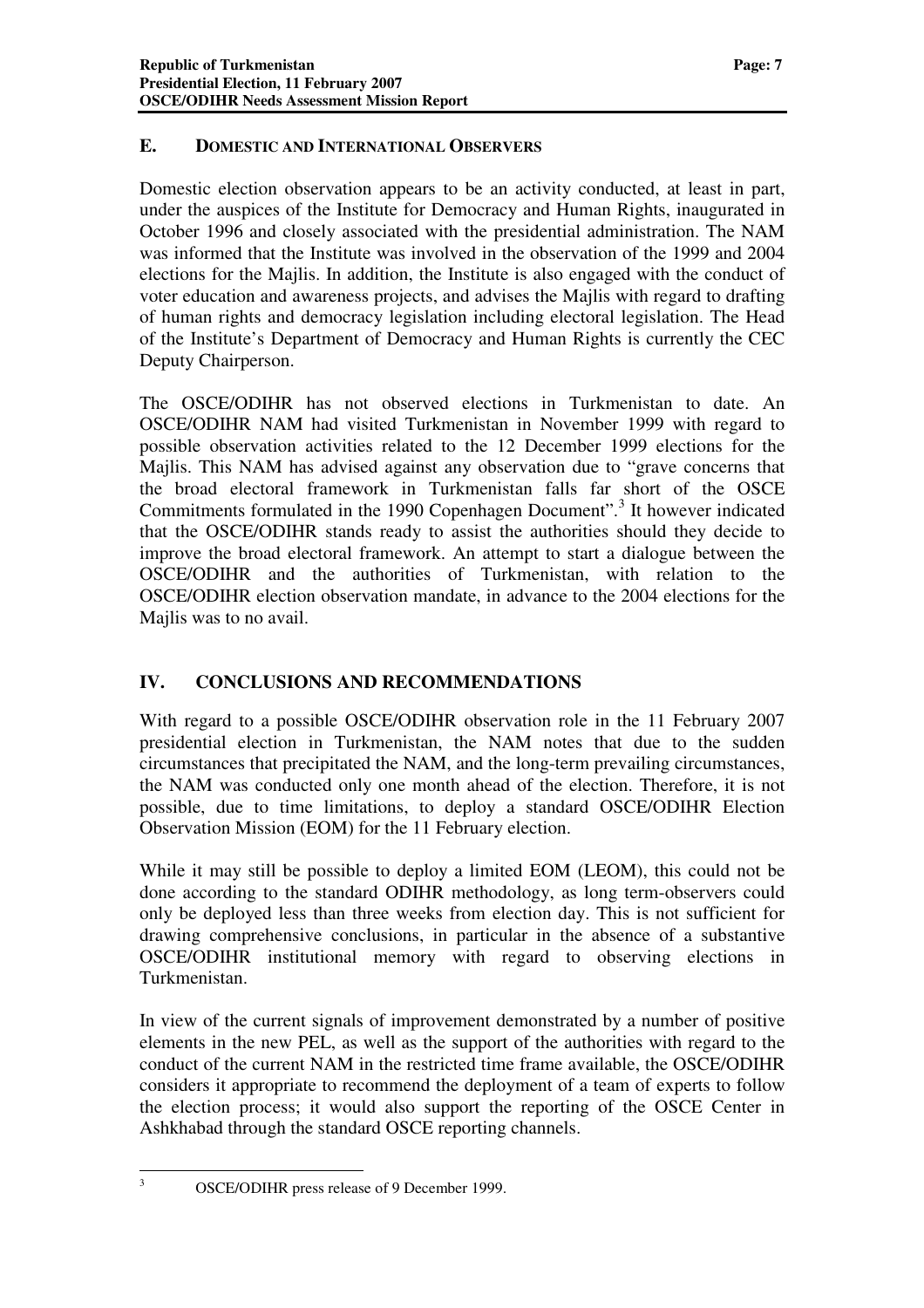### E. DOMESTIC AND INTERNATIONAL OBSERVERS

Domestic election observation appears to be an activity conducted, at least in part, under the auspices of the Institute for Democracy and Human Rights, inaugurated in October 1996 and closely associated with the presidential administration. The NAM was informed that the Institute was involved in the observation of the 1999 and 2004 elections for the Majlis. In addition, the Institute is also engaged with the conduct of voter education and awareness projects, and advises the Majlis with regard to drafting of human rights and democracy legislation including electoral legislation. The Head of the Institute's Department of Democracy and Human Rights is currently the CEC Deputy Chairperson.

The OSCE/ODIHR has not observed elections in Turkmenistan to date. An OSCE/ODIHR NAM had visited Turkmenistan in November 1999 with regard to possible observation activities related to the 12 December 1999 elections for the Majlis. This NAM has advised against any observation due to "grave concerns that the broad electoral framework in Turkmenistan falls far short of the OSCE Commitments formulated in the 1990 Copenhagen Document".[3] It however indicated that the OSCE/ODIHR stands ready to assist the authorities should they decide to improve the broad electoral framework. An attempt to start a dialogue between the OSCE/ODIHR and the authorities of Turkmenistan, with relation to the OSCE/ODIHR election observation mandate, in advance to the 2004 elections for the Majlis was to no avail.

## IV. CONCLUSIONS AND RECOMMENDATIONS

With regard to a possible OSCE/ODIHR observation role in the 11 February 2007 presidential election in Turkmenistan, the NAM notes that due to the sudden circumstances that precipitated the NAM, and the long-term prevailing circumstances, the NAM was conducted only one month ahead of the election. Therefore, it is not possible, due to time limitations, to deploy a standard OSCE/ODIHR Election Observation Mission (EOM) for the 11 February election.

While it may still be possible to deploy a limited EOM (LEOM), this could not be done according to the standard ODIHR methodology, as long term-observers could only be deployed less than three weeks from election day. This is not sufficient for drawing comprehensive conclusions, in particular in the absence of a substantive OSCE/ODIHR institutional memory with regard to observing elections in Turkmenistan.

In view of the current signals of improvement demonstrated by a number of positive elements in the new PEL, as well as the support of the authorities with regard to the conduct of the current NAM in the restricted time frame available, the OSCE/ODIHR considers it appropriate to recommend the deployment of a team of experts to follow the election process; it would also support the reporting of the OSCE Center in Ashkhabad through the standard OSCE reporting channels.

---

[3] OSCE/ODIHR press release of 9 December 1999.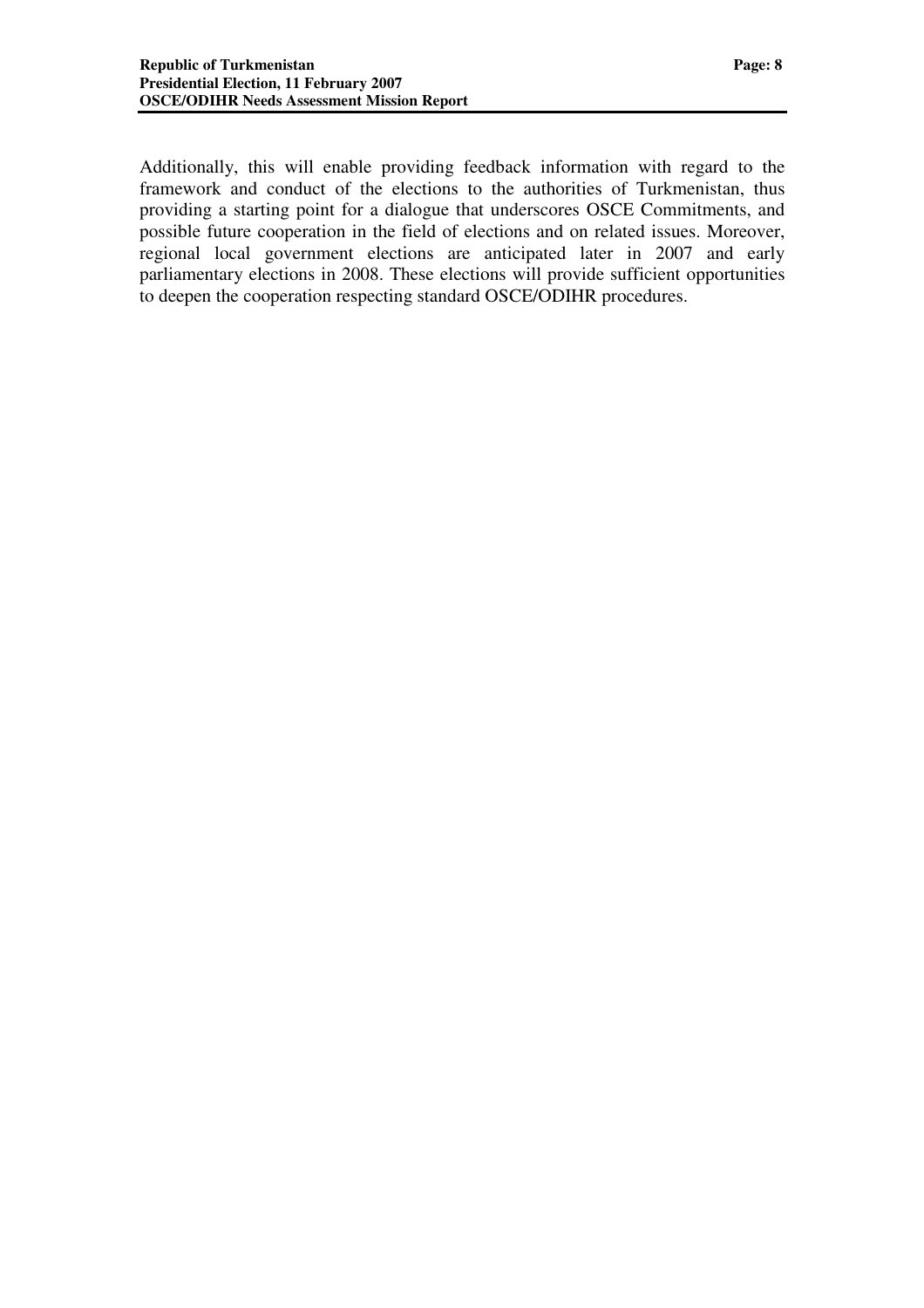Additionally, this will enable providing feedback information with regard to the framework and conduct of the elections to the authorities of Turkmenistan, thus providing a starting point for a dialogue that underscores OSCE Commitments, and possible future cooperation in the field of elections and on related issues. Moreover, regional local government elections are anticipated later in 2007 and early parliamentary elections in 2008. These elections will provide sufficient opportunities to deepen the cooperation respecting standard OSCE/ODIHR procedures.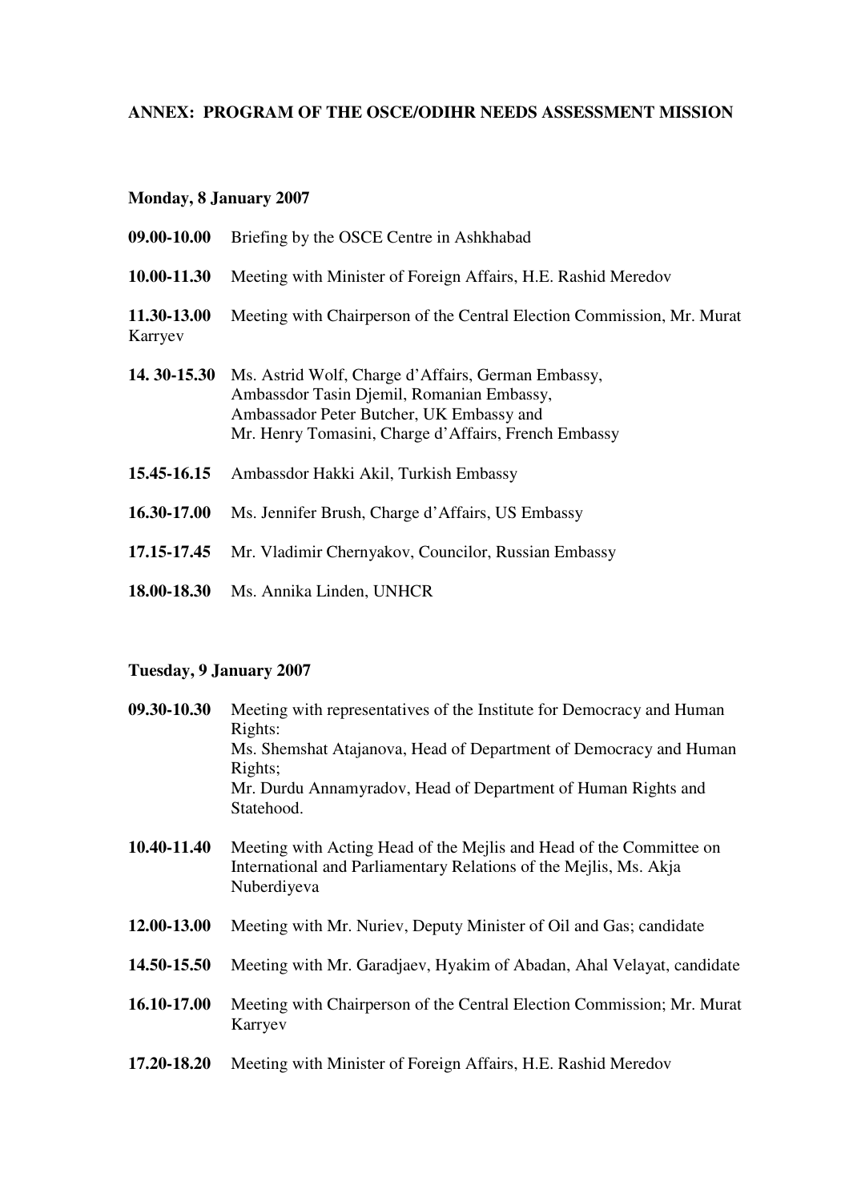**ANNEX: PROGRAM OF THE OSCE/ODIHR NEEDS ASSESSMENT MISSION**

**Monday, 8 January 2007**

**09.00-10.00** Briefing by the OSCE Centre in Ashkhabad

**10.00-11.30** Meeting with Minister of Foreign Affairs, H.E. Rashid Meredov

**11.30-13.00** Meeting with Chairperson of the Central Election Commission, Mr. Murat Karryev

**14. 30-15.30** Ms. Astrid Wolf, Charge d'Affairs, German Embassy,
Ambassdor Tasin Djemil, Romanian Embassy,
Ambassador Peter Butcher, UK Embassy and
Mr. Henry Tomasini, Charge d'Affairs, French Embassy

**15.45-16.15** Ambassdor Hakki Akil, Turkish Embassy

**16.30-17.00** Ms. Jennifer Brush, Charge d'Affairs, US Embassy

**17.15-17.45** Mr. Vladimir Chernyakov, Councilor, Russian Embassy

**18.00-18.30** Ms. Annika Linden, UNHCR

**Tuesday, 9 January 2007**

**09.30-10.30** Meeting with representatives of the Institute for Democracy and Human Rights:
Ms. Shemshat Atajanova, Head of Department of Democracy and Human Rights;
Mr. Durdu Annamyradov, Head of Department of Human Rights and Statehood.

**10.40-11.40** Meeting with Acting Head of the Mejlis and Head of the Committee on International and Parliamentary Relations of the Mejlis, Ms. Akja Nuberdiyeva

**12.00-13.00** Meeting with Mr. Nuriev, Deputy Minister of Oil and Gas; candidate

**14.50-15.50** Meeting with Mr. Garadjaev, Hyakim of Abadan, Ahal Velayat, candidate

**16.10-17.00** Meeting with Chairperson of the Central Election Commission; Mr. Murat Karryev

**17.20-18.20** Meeting with Minister of Foreign Affairs, H.E. Rashid Meredov